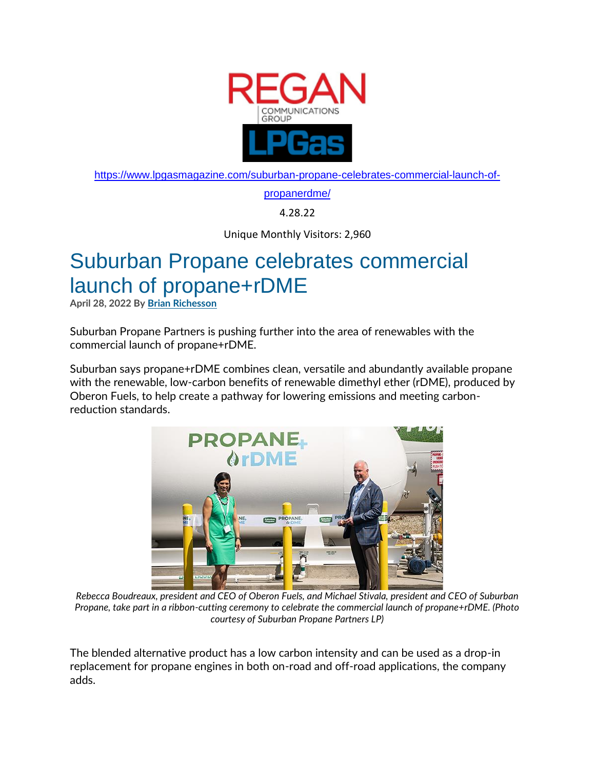REGAN COMMUNICATIONS GROUP

LPGas

https://www.lpgasmagazine.com/suburban-propane-celebrates-commercial-launch-of-propanerdme/

4.28.22

Unique Monthly Visitors: 2,960

# Suburban Propane celebrates commercial launch of propane+rDME

**April 28, 2022 By Brian Richesson**

Suburban Propane Partners is pushing further into the area of renewables with the commercial launch of propane+rDME.

Suburban says propane+rDME combines clean, versatile and abundantly available propane with the renewable, low-carbon benefits of renewable dimethyl ether (rDME), produced by Oberon Fuels, to help create a pathway for lowering emissions and meeting carbon-reduction standards.

*Rebecca Boudreaux, president and CEO of Oberon Fuels, and Michael Stivala, president and CEO of Suburban Propane, take part in a ribbon-cutting ceremony to celebrate the commercial launch of propane+rDME. (Photo courtesy of Suburban Propane Partners LP)*

The blended alternative product has a low carbon intensity and can be used as a drop-in replacement for propane engines in both on-road and off-road applications, the company adds.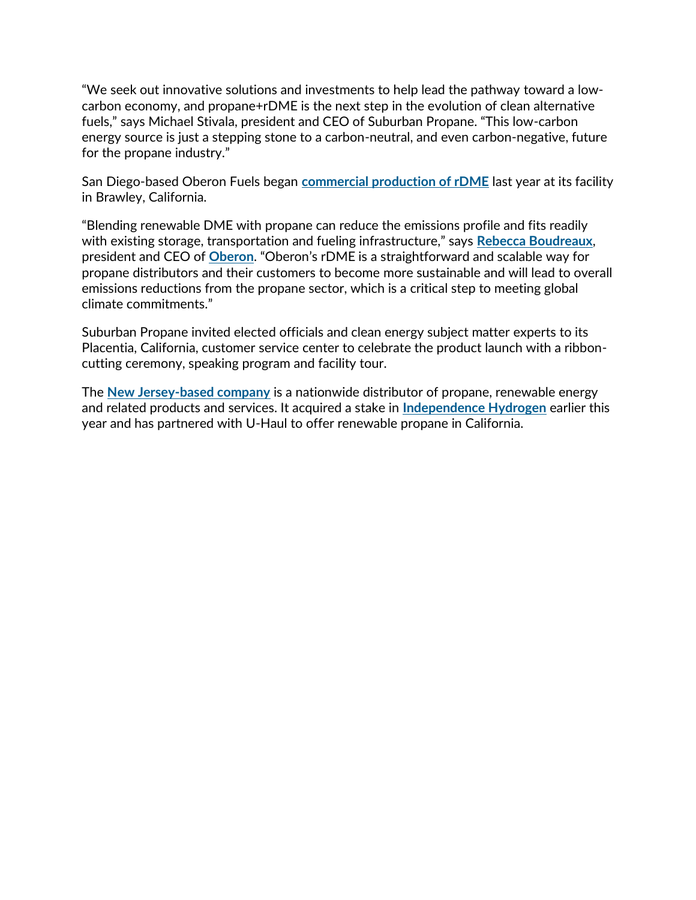"We seek out innovative solutions and investments to help lead the pathway toward a low-carbon economy, and propane+rDME is the next step in the evolution of clean alternative fuels," says Michael Stivala, president and CEO of Suburban Propane. "This low-carbon energy source is just a stepping stone to a carbon-neutral, and even carbon-negative, future for the propane industry."

San Diego-based Oberon Fuels began **commercial production of rDME** last year at its facility in Brawley, California.

"Blending renewable DME with propane can reduce the emissions profile and fits readily with existing storage, transportation and fueling infrastructure," says **Rebecca Boudreaux**, president and CEO of **Oberon**. "Oberon's rDME is a straightforward and scalable way for propane distributors and their customers to become more sustainable and will lead to overall emissions reductions from the propane sector, which is a critical step to meeting global climate commitments."

Suburban Propane invited elected officials and clean energy subject matter experts to its Placentia, California, customer service center to celebrate the product launch with a ribbon-cutting ceremony, speaking program and facility tour.

The **New Jersey-based company** is a nationwide distributor of propane, renewable energy and related products and services. It acquired a stake in **Independence Hydrogen** earlier this year and has partnered with U-Haul to offer renewable propane in California.